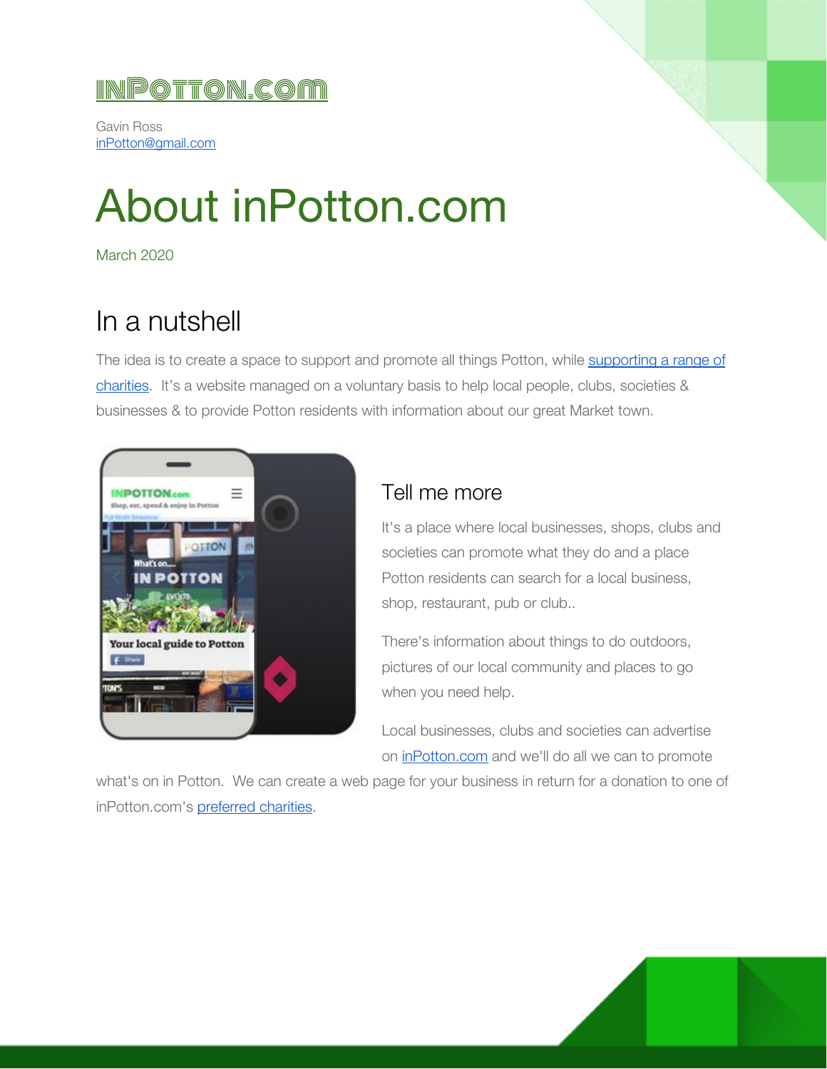INPOTTON.COM

Gavin Ross
inPotton@gmail.com

# About inPotton.com

March 2020

## In a nutshell

The idea is to create a space to support and promote all things Potton, while supporting a range of charities. It's a website managed on a voluntary basis to help local people, clubs, societies & businesses & to provide Potton residents with information about our great Market town.

### Tell me more

It's a place where local businesses, shops, clubs and societies can promote what they do and a place Potton residents can search for a local business, shop, restaurant, pub or club..

There's information about things to do outdoors, pictures of our local community and places to go when you need help.

Local businesses, clubs and societies can advertise on inPotton.com and we'll do all we can to promote what's on in Potton. We can create a web page for your business in return for a donation to one of inPotton.com's preferred charities.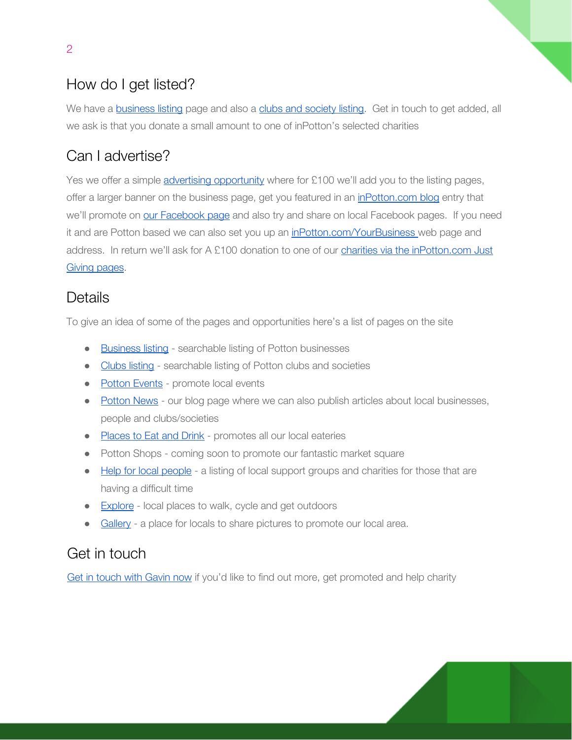## How do I get listed?

We have a business listing page and also a clubs and society listing. Get in touch to get added, all we ask is that you donate a small amount to one of inPotton's selected charities

## Can I advertise?

Yes we offer a simple advertising opportunity where for £100 we'll add you to the listing pages, offer a larger banner on the business page, get you featured in an inPotton.com blog entry that we'll promote on our Facebook page and also try and share on local Facebook pages. If you need it and are Potton based we can also set you up an inPotton.com/YourBusiness web page and address. In return we'll ask for A £100 donation to one of our charities via the inPotton.com Just Giving pages.

## Details

To give an idea of some of the pages and opportunities here's a list of pages on the site

- Business listing - searchable listing of Potton businesses
- Clubs listing - searchable listing of Potton clubs and societies
- Potton Events - promote local events
- Potton News - our blog page where we can also publish articles about local businesses, people and clubs/societies
- Places to Eat and Drink - promotes all our local eateries
- Potton Shops - coming soon to promote our fantastic market square
- Help for local people - a listing of local support groups and charities for those that are having a difficult time
- Explore - local places to walk, cycle and get outdoors
- Gallery - a place for locals to share pictures to promote our local area.

## Get in touch

Get in touch with Gavin now if you'd like to find out more, get promoted and help charity